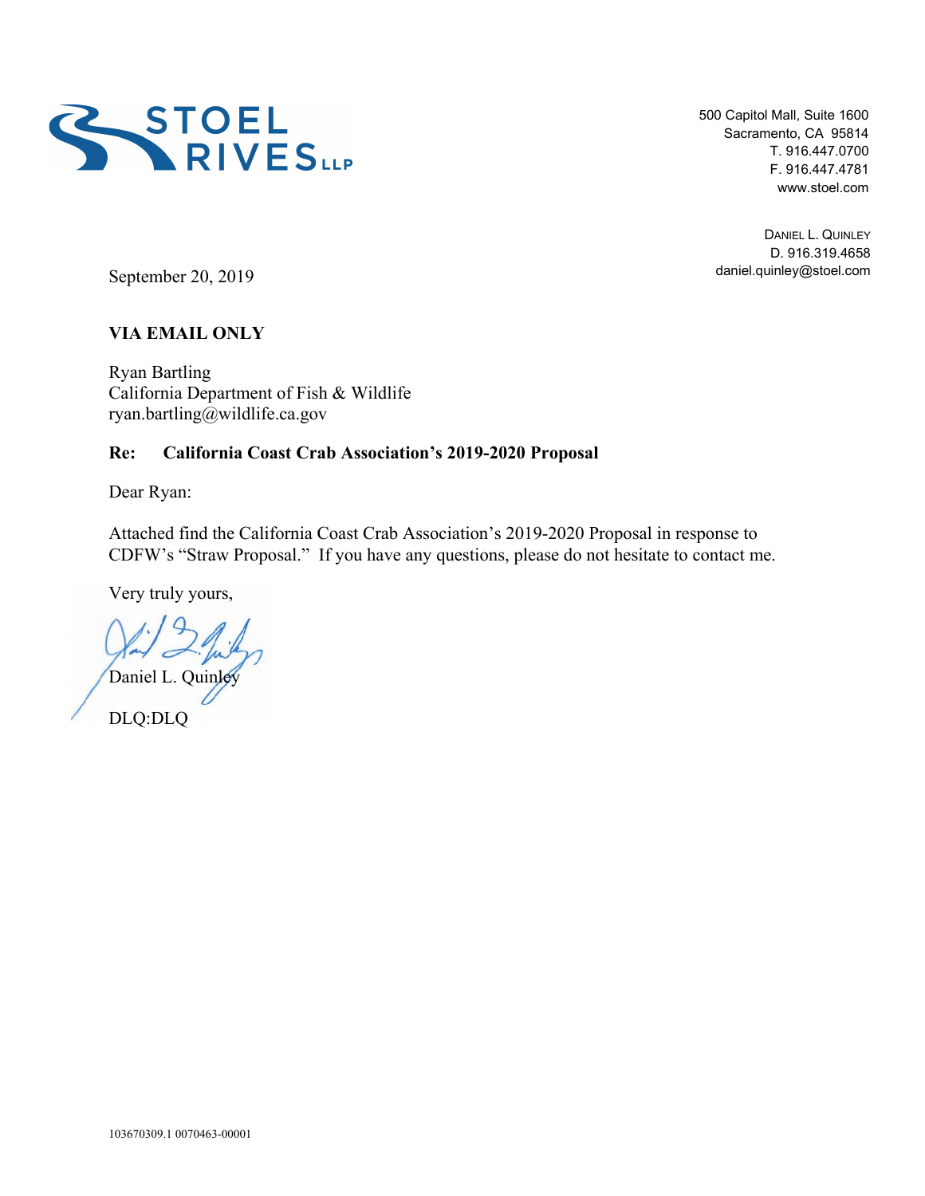**STOEL RIVES LLP**

500 Capitol Mall, Suite 1600
Sacramento, CA 95814
T. 916.447.0700
F. 916.447.4781
www.stoel.com

DANIEL L. QUINLEY
D. 916.319.4658
daniel.quinley@stoel.com

September 20, 2019

**VIA EMAIL ONLY**

Ryan Bartling
California Department of Fish & Wildlife
ryan.bartling@wildlife.ca.gov

**Re: California Coast Crab Association's 2019-2020 Proposal**

Dear Ryan:

Attached find the California Coast Crab Association's 2019-2020 Proposal in response to CDFW's "Straw Proposal." If you have any questions, please do not hesitate to contact me.

Very truly yours,

Daniel L. Quinley

DLQ:DLQ

103670309.1 0070463-00001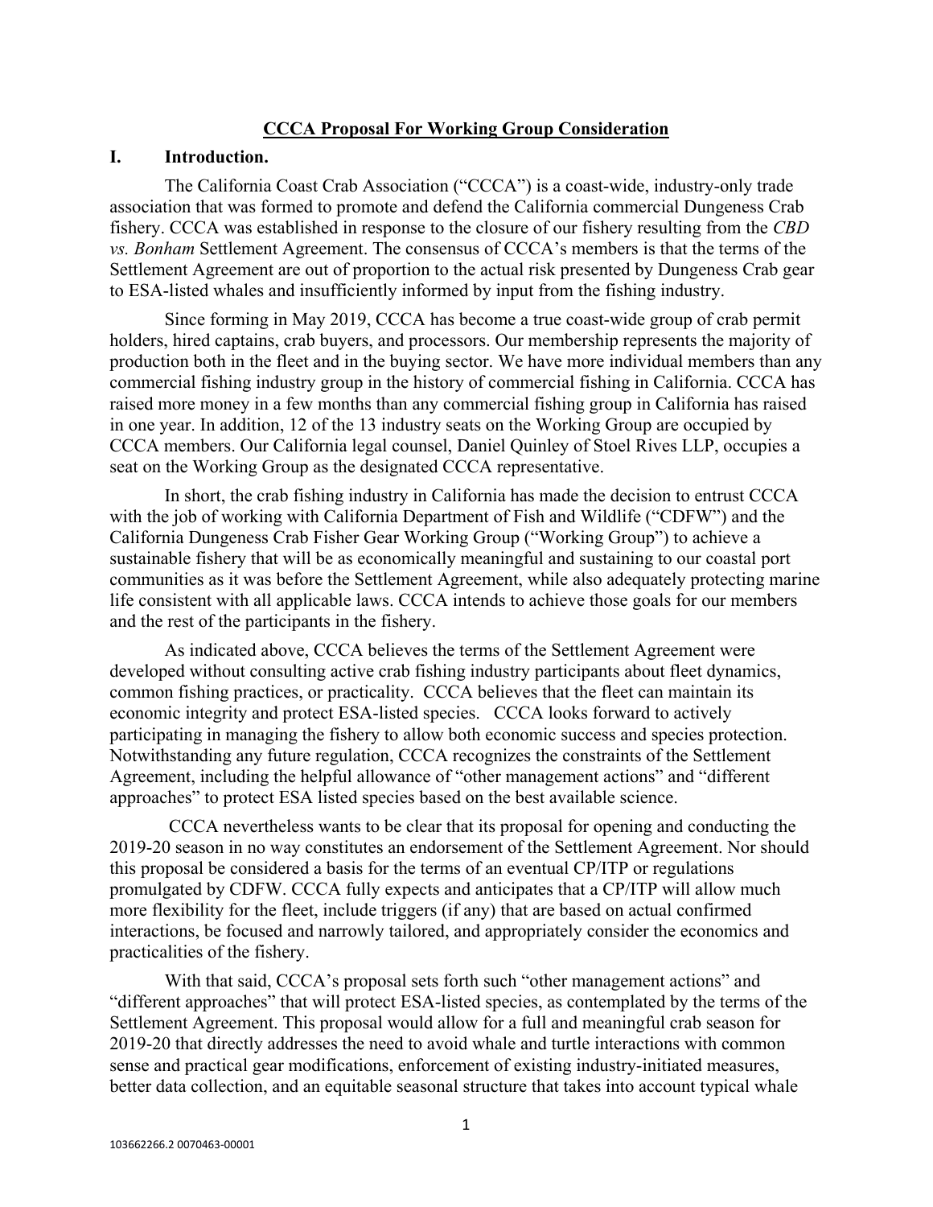## CCCA Proposal For Working Group Consideration

## I. Introduction.

The California Coast Crab Association ("CCCA") is a coast-wide, industry-only trade association that was formed to promote and defend the California commercial Dungeness Crab fishery. CCCA was established in response to the closure of our fishery resulting from the *CBD vs. Bonham* Settlement Agreement. The consensus of CCCA's members is that the terms of the Settlement Agreement are out of proportion to the actual risk presented by Dungeness Crab gear to ESA-listed whales and insufficiently informed by input from the fishing industry.

Since forming in May 2019, CCCA has become a true coast-wide group of crab permit holders, hired captains, crab buyers, and processors. Our membership represents the majority of production both in the fleet and in the buying sector. We have more individual members than any commercial fishing industry group in the history of commercial fishing in California. CCCA has raised more money in a few months than any commercial fishing group in California has raised in one year. In addition, 12 of the 13 industry seats on the Working Group are occupied by CCCA members. Our California legal counsel, Daniel Quinley of Stoel Rives LLP, occupies a seat on the Working Group as the designated CCCA representative.

In short, the crab fishing industry in California has made the decision to entrust CCCA with the job of working with California Department of Fish and Wildlife ("CDFW") and the California Dungeness Crab Fisher Gear Working Group ("Working Group") to achieve a sustainable fishery that will be as economically meaningful and sustaining to our coastal port communities as it was before the Settlement Agreement, while also adequately protecting marine life consistent with all applicable laws. CCCA intends to achieve those goals for our members and the rest of the participants in the fishery.

As indicated above, CCCA believes the terms of the Settlement Agreement were developed without consulting active crab fishing industry participants about fleet dynamics, common fishing practices, or practicality. CCCA believes that the fleet can maintain its economic integrity and protect ESA-listed species. CCCA looks forward to actively participating in managing the fishery to allow both economic success and species protection. Notwithstanding any future regulation, CCCA recognizes the constraints of the Settlement Agreement, including the helpful allowance of "other management actions" and "different approaches" to protect ESA listed species based on the best available science.

CCCA nevertheless wants to be clear that its proposal for opening and conducting the 2019-20 season in no way constitutes an endorsement of the Settlement Agreement. Nor should this proposal be considered a basis for the terms of an eventual CP/ITP or regulations promulgated by CDFW. CCCA fully expects and anticipates that a CP/ITP will allow much more flexibility for the fleet, include triggers (if any) that are based on actual confirmed interactions, be focused and narrowly tailored, and appropriately consider the economics and practicalities of the fishery.

With that said, CCCA's proposal sets forth such "other management actions" and "different approaches" that will protect ESA-listed species, as contemplated by the terms of the Settlement Agreement. This proposal would allow for a full and meaningful crab season for 2019-20 that directly addresses the need to avoid whale and turtle interactions with common sense and practical gear modifications, enforcement of existing industry-initiated measures, better data collection, and an equitable seasonal structure that takes into account typical whale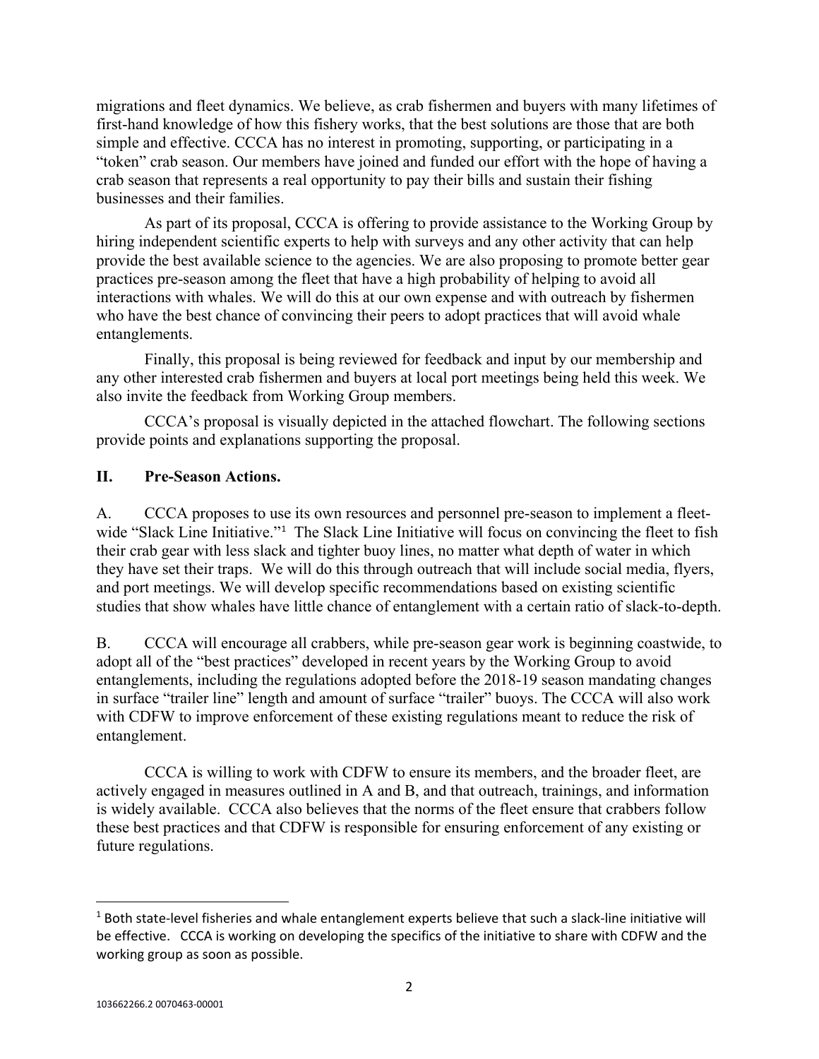migrations and fleet dynamics. We believe, as crab fishermen and buyers with many lifetimes of first-hand knowledge of how this fishery works, that the best solutions are those that are both simple and effective. CCCA has no interest in promoting, supporting, or participating in a "token" crab season. Our members have joined and funded our effort with the hope of having a crab season that represents a real opportunity to pay their bills and sustain their fishing businesses and their families.

As part of its proposal, CCCA is offering to provide assistance to the Working Group by hiring independent scientific experts to help with surveys and any other activity that can help provide the best available science to the agencies. We are also proposing to promote better gear practices pre-season among the fleet that have a high probability of helping to avoid all interactions with whales. We will do this at our own expense and with outreach by fishermen who have the best chance of convincing their peers to adopt practices that will avoid whale entanglements.

Finally, this proposal is being reviewed for feedback and input by our membership and any other interested crab fishermen and buyers at local port meetings being held this week. We also invite the feedback from Working Group members.

CCCA's proposal is visually depicted in the attached flowchart. The following sections provide points and explanations supporting the proposal.

## II. Pre-Season Actions.

A. CCCA proposes to use its own resources and personnel pre-season to implement a fleet-wide "Slack Line Initiative."[1] The Slack Line Initiative will focus on convincing the fleet to fish their crab gear with less slack and tighter buoy lines, no matter what depth of water in which they have set their traps. We will do this through outreach that will include social media, flyers, and port meetings. We will develop specific recommendations based on existing scientific studies that show whales have little chance of entanglement with a certain ratio of slack-to-depth.

B. CCCA will encourage all crabbers, while pre-season gear work is beginning coastwide, to adopt all of the "best practices" developed in recent years by the Working Group to avoid entanglements, including the regulations adopted before the 2018-19 season mandating changes in surface "trailer line" length and amount of surface "trailer" buoys. The CCCA will also work with CDFW to improve enforcement of these existing regulations meant to reduce the risk of entanglement.

CCCA is willing to work with CDFW to ensure its members, and the broader fleet, are actively engaged in measures outlined in A and B, and that outreach, trainings, and information is widely available. CCCA also believes that the norms of the fleet ensure that crabbers follow these best practices and that CDFW is responsible for ensuring enforcement of any existing or future regulations.

---

[1] Both state-level fisheries and whale entanglement experts believe that such a slack-line initiative will be effective. CCCA is working on developing the specifics of the initiative to share with CDFW and the working group as soon as possible.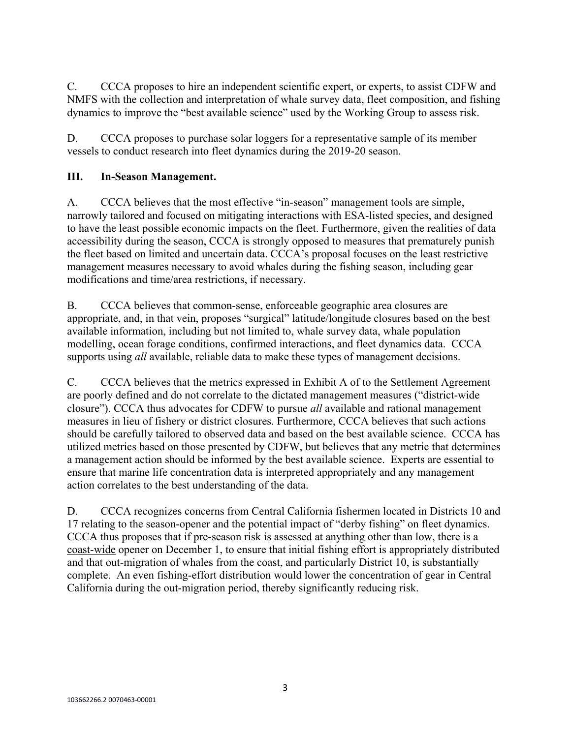C. CCCA proposes to hire an independent scientific expert, or experts, to assist CDFW and NMFS with the collection and interpretation of whale survey data, fleet composition, and fishing dynamics to improve the "best available science" used by the Working Group to assess risk.

D. CCCA proposes to purchase solar loggers for a representative sample of its member vessels to conduct research into fleet dynamics during the 2019-20 season.

## III. In-Season Management.

A. CCCA believes that the most effective "in-season" management tools are simple, narrowly tailored and focused on mitigating interactions with ESA-listed species, and designed to have the least possible economic impacts on the fleet. Furthermore, given the realities of data accessibility during the season, CCCA is strongly opposed to measures that prematurely punish the fleet based on limited and uncertain data. CCCA's proposal focuses on the least restrictive management measures necessary to avoid whales during the fishing season, including gear modifications and time/area restrictions, if necessary.

B. CCCA believes that common-sense, enforceable geographic area closures are appropriate, and, in that vein, proposes "surgical" latitude/longitude closures based on the best available information, including but not limited to, whale survey data, whale population modelling, ocean forage conditions, confirmed interactions, and fleet dynamics data. CCCA supports using *all* available, reliable data to make these types of management decisions.

C. CCCA believes that the metrics expressed in Exhibit A of to the Settlement Agreement are poorly defined and do not correlate to the dictated management measures ("district-wide closure"). CCCA thus advocates for CDFW to pursue *all* available and rational management measures in lieu of fishery or district closures. Furthermore, CCCA believes that such actions should be carefully tailored to observed data and based on the best available science. CCCA has utilized metrics based on those presented by CDFW, but believes that any metric that determines a management action should be informed by the best available science. Experts are essential to ensure that marine life concentration data is interpreted appropriately and any management action correlates to the best understanding of the data.

D. CCCA recognizes concerns from Central California fishermen located in Districts 10 and 17 relating to the season-opener and the potential impact of "derby fishing" on fleet dynamics. CCCA thus proposes that if pre-season risk is assessed at anything other than low, there is a <u>coast-wide</u> opener on December 1, to ensure that initial fishing effort is appropriately distributed and that out-migration of whales from the coast, and particularly District 10, is substantially complete. An even fishing-effort distribution would lower the concentration of gear in Central California during the out-migration period, thereby significantly reducing risk.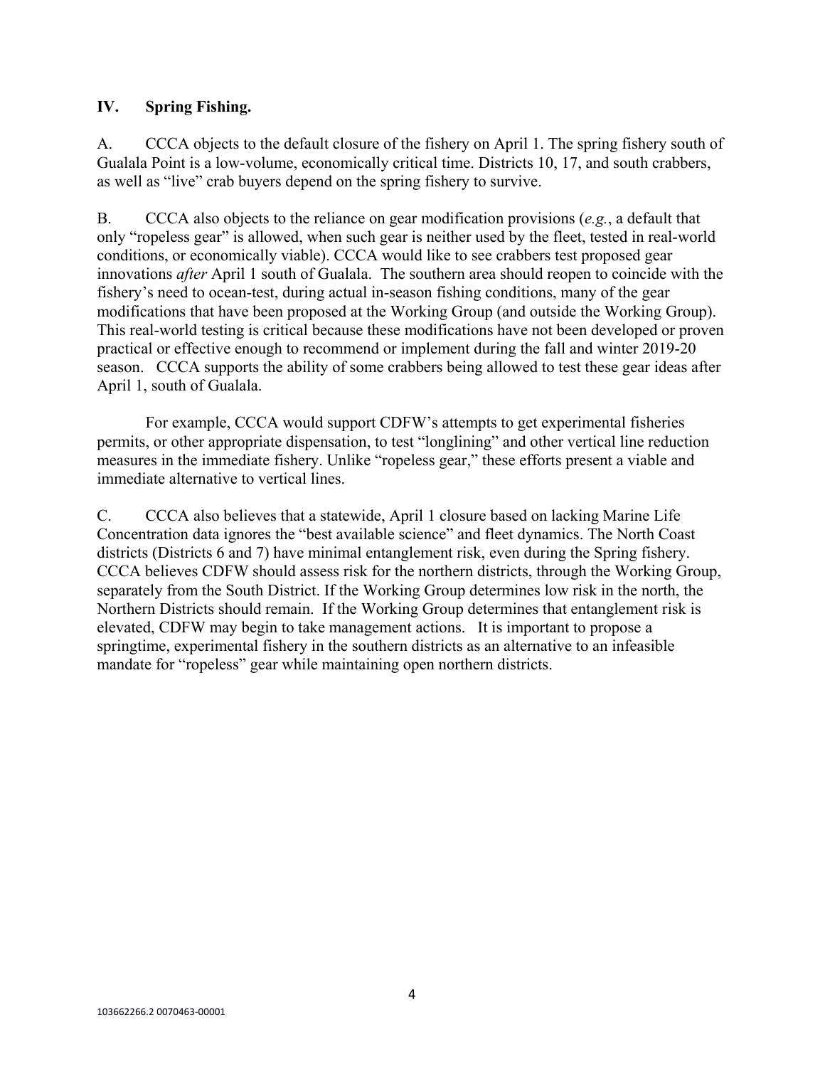## IV. Spring Fishing.

A. CCCA objects to the default closure of the fishery on April 1. The spring fishery south of Gualala Point is a low-volume, economically critical time. Districts 10, 17, and south crabbers, as well as "live" crab buyers depend on the spring fishery to survive.

B. CCCA also objects to the reliance on gear modification provisions (*e.g.*, a default that only "ropeless gear" is allowed, when such gear is neither used by the fleet, tested in real-world conditions, or economically viable). CCCA would like to see crabbers test proposed gear innovations *after* April 1 south of Gualala. The southern area should reopen to coincide with the fishery's need to ocean-test, during actual in-season fishing conditions, many of the gear modifications that have been proposed at the Working Group (and outside the Working Group). This real-world testing is critical because these modifications have not been developed or proven practical or effective enough to recommend or implement during the fall and winter 2019-20 season. CCCA supports the ability of some crabbers being allowed to test these gear ideas after April 1, south of Gualala.

For example, CCCA would support CDFW's attempts to get experimental fisheries permits, or other appropriate dispensation, to test "longlining" and other vertical line reduction measures in the immediate fishery. Unlike "ropeless gear," these efforts present a viable and immediate alternative to vertical lines.

C. CCCA also believes that a statewide, April 1 closure based on lacking Marine Life Concentration data ignores the "best available science" and fleet dynamics. The North Coast districts (Districts 6 and 7) have minimal entanglement risk, even during the Spring fishery. CCCA believes CDFW should assess risk for the northern districts, through the Working Group, separately from the South District. If the Working Group determines low risk in the north, the Northern Districts should remain. If the Working Group determines that entanglement risk is elevated, CDFW may begin to take management actions. It is important to propose a springtime, experimental fishery in the southern districts as an alternative to an infeasible mandate for "ropeless" gear while maintaining open northern districts.

103662266.2 0070463-00001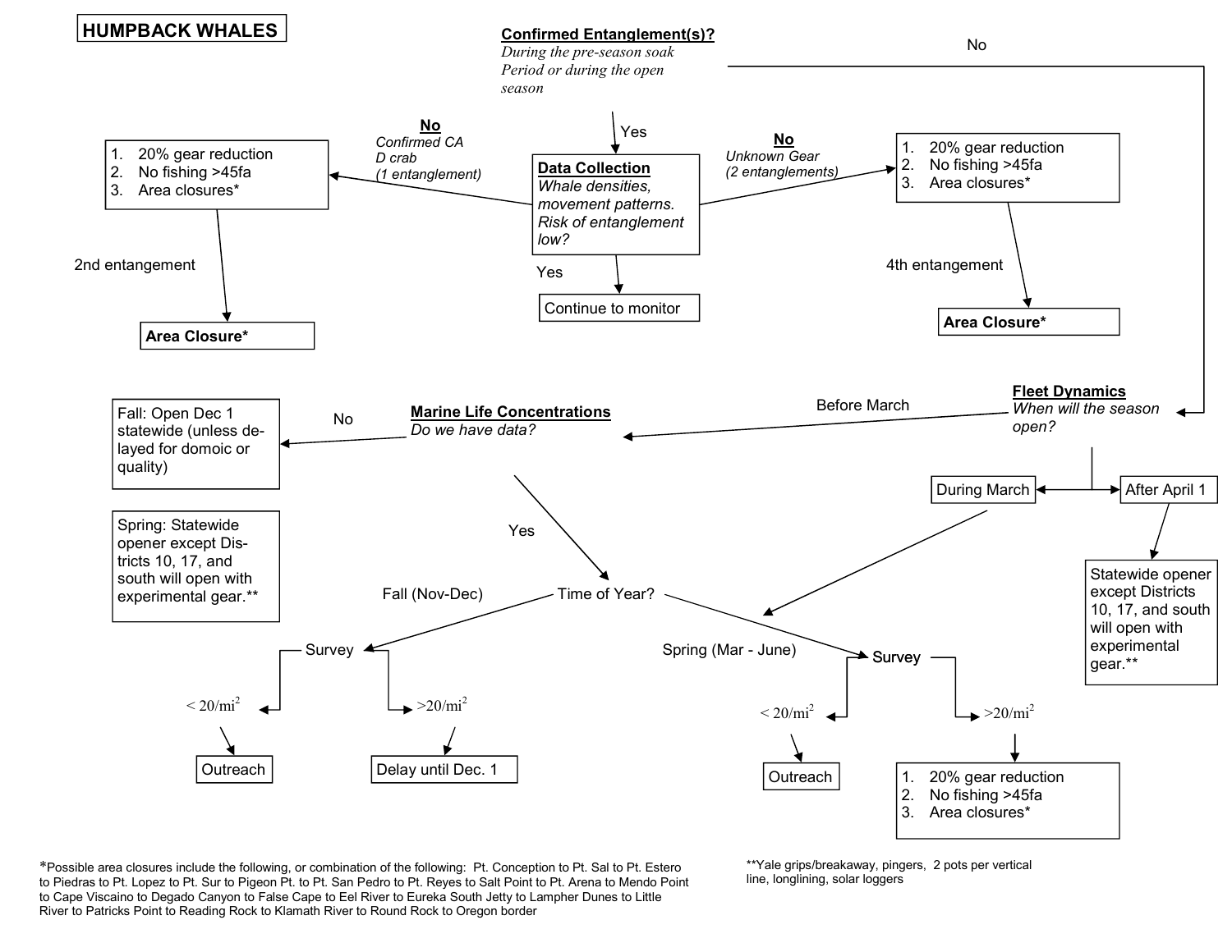## HUMPBACK WHALES

**Confirmed Entanglement(s)?**
*During the pre-season soak Period or during the open season*

No

Yes

**No**
*Confirmed CA D crab (1 entanglement)*

**Data Collection**
*Whale densities, movement patterns. Risk of entanglement low?*

**No**
*Unknown Gear (2 entanglements)*

1. 20% gear reduction
2. No fishing >45fa
3. Area closures*

1. 20% gear reduction
2. No fishing >45fa
3. Area closures*

2nd entangement

Yes

4th entangement

Continue to monitor

**Area Closure***

**Area Closure***

**Fleet Dynamics**
*When will the season open?*

Before March

**Marine Life Concentrations**
*Do we have data?*

No

Fall: Open Dec 1 statewide (unless delayed for domoic or quality)

Spring: Statewide opener except Districts 10, 17, and south will open with experimental gear.**

During March

After April 1

Statewide opener except Districts 10, 17, and south will open with experimental gear.**

Yes

Fall (Nov-Dec)

Time of Year?

Spring (Mar - June)

Survey

< 20/mi$^2$

>20/mi$^2$

Outreach

Delay until Dec. 1

Survey

< 20/mi$^2$

>20/mi$^2$

Outreach

1. 20% gear reduction
2. No fishing >45fa
3. Area closures*

*Possible area closures include the following, or combination of the following: Pt. Conception to Pt. Sal to Pt. Estero to Piedras to Pt. Lopez to Pt. Sur to Pigeon Pt. to Pt. San Pedro to Pt. Reyes to Salt Point to Pt. Arena to Mendo Point to Cape Viscaino to Degado Canyon to False Cape to Eel River to Eureka South Jetty to Lampher Dunes to Little River to Patricks Point to Reading Rock to Klamath River to Round Rock to Oregon border

**Yale grips/breakaway, pingers, 2 pots per vertical line, longlining, solar loggers